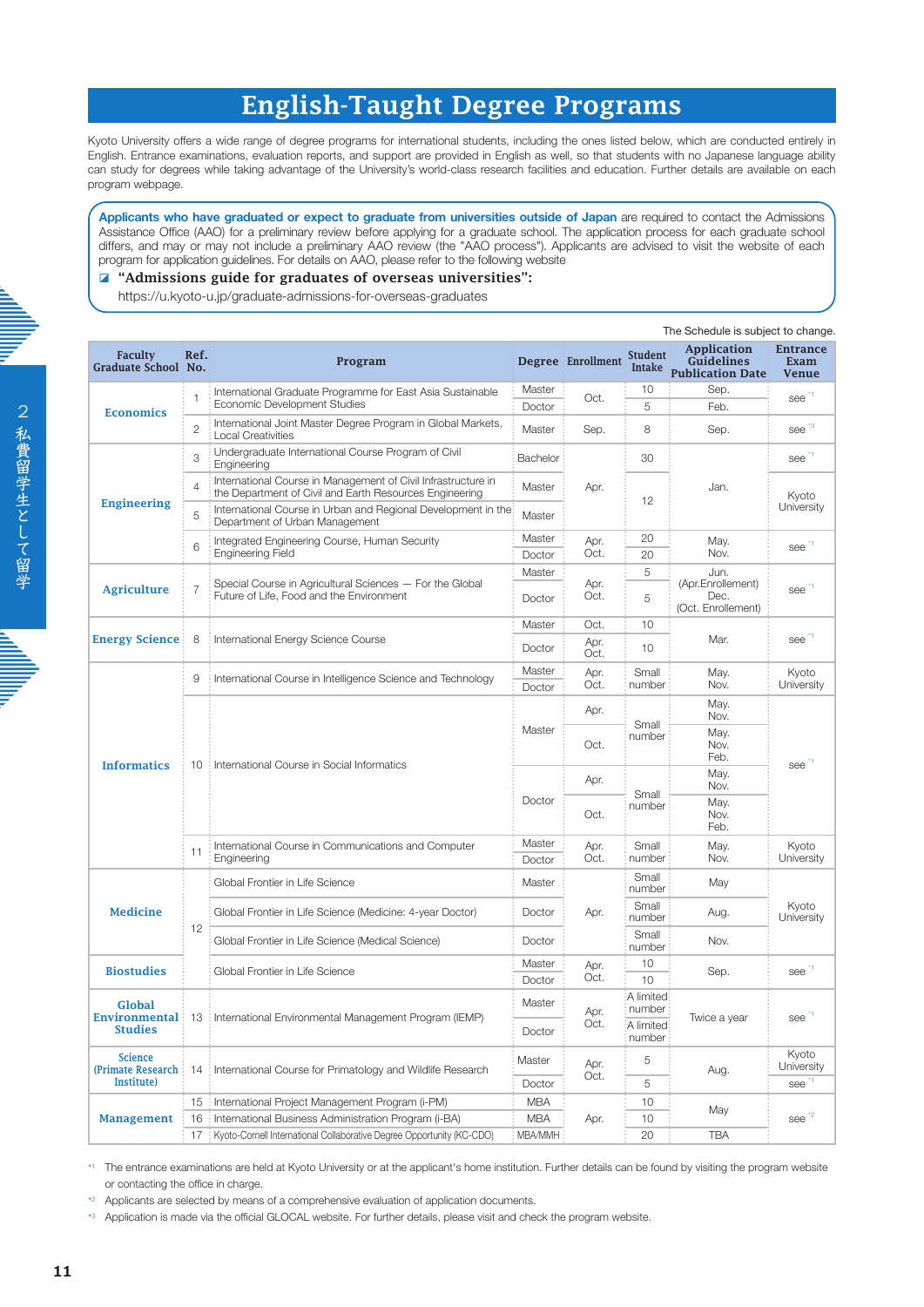# English-Taught Degree Programs

Kyoto University offers a wide range of degree programs for international students, including the ones listed below, which are conducted entirely in English. Entrance examinations, evaluation reports, and support are provided in English as well, so that students with no Japanese language ability can study for degrees while taking advantage of the University's world-class research facilities and education. Further details are available on each program webpage.

**Applicants who have graduated or expect to graduate from universities outside of Japan** are required to contact the Admissions Assistance Office (AAO) for a preliminary review before applying for a graduate school. The application process for each graduate school differs, and may or may not include a preliminary AAO review (the "AAO process"). Applicants are advised to visit the website of each program for application guidelines. For details on AAO, please refer to the following website

**"Admissions guide for graduates of overseas universities":**
https://u.kyoto-u.jp/graduate-admissions-for-overseas-graduates

The Schedule is subject to change.

| Faculty Graduate School | Ref. No. | Program | Degree | Enrollment | Student Intake | Application Guidelines Publication Date | Entrance Exam Venue |
|---|---|---|---|---|---|---|---|
| Economics | 1 | International Graduate Programme for East Asia Sustainable Economic Development Studies | Master | Oct. | 10 | Sep. | see [*1] |
| | | | Doctor | | 5 | Feb. | |
| | 2 | International Joint Master Degree Program in Global Markets, Local Creativities | Master | Sep. | 8 | Sep. | see [*3] |
| Engineering | 3 | Undergraduate International Course Program of Civil Engineering | Bachelor | Apr. | 30 | Jan. | see [*1] |
| | 4 | International Course in Management of Civil Infrastructure in the Department of Civil and Earth Resources Engineering | Master | | 12 | | Kyoto University |
| | 5 | International Course in Urban and Regional Development in the Department of Urban Management | Master | | | | |
| | 6 | Integrated Engineering Course, Human Security Engineering Field | Master | Apr. Oct. | 20 | May. Nov. | see [*1] |
| | | | Doctor | | 20 | | |
| Agriculture | 7 | Special Course in Agricultural Sciences — For the Global Future of Life, Food and the Environment | Master | Apr. Oct. | 5 | Jun. (Apr.Enrollement) Dec. (Oct. Enrollement) | see [*1] |
| | | | Doctor | | 5 | | |
| Energy Science | 8 | International Energy Science Course | Master | Oct. | 10 | Mar. | see [*1] |
| | | | Doctor | Apr. Oct. | 10 | | |
| Informatics | 9 | International Course in Intelligence Science and Technology | Master | Apr. Oct. | Small number | May. Nov. | Kyoto University |
| | | | Doctor | | | | |
| | 10 | International Course in Social Informatics | Master | Apr. | Small number | May. Nov. | see [*1] |
| | | | | Oct. | | May. Nov. Feb. | |
| | | | Doctor | Apr. | Small number | May. Nov. | |
| | | | | Oct. | | May. Nov. Feb. | |
| | 11 | International Course in Communications and Computer Engineering | Master | Apr. Oct. | Small number | May. Nov. | Kyoto University |
| | | | Doctor | | | | |
| Medicine | 12 | Global Frontier in Life Science | Master | Apr. | Small number | May | Kyoto University |
| | | Global Frontier in Life Science (Medicine: 4-year Doctor) | Doctor | | Small number | Aug. | |
| | | Global Frontier in Life Science (Medical Science) | Doctor | | Small number | Nov. | |
| Biostudies | | Global Frontier in Life Science | Master | Apr. Oct. | 10 | Sep. | see [*1] |
| | | | Doctor | | 10 | | |
| Global Environmental Studies | 13 | International Environmental Management Program (IEMP) | Master | Apr. Oct. | A limited number | Twice a year | see [*1] |
| | | | Doctor | | A limited number | | |
| Science (Primate Research Institute) | 14 | International Course for Primatology and Wildlife Research | Master | Apr. Oct. | 5 | Aug. | Kyoto University |
| | | | Doctor | | 5 | | see [*1] |
| Management | 15 | International Project Management Program (i-PM) | MBA | Apr. | 10 | May | see [*2] |
| | 16 | International Business Administration Program (i-BA) | MBA | | 10 | | |
| | 17 | Kyoto-Cornell International Collaborative Degree Opportunity (KC-CDO) | MBA/MMH | | 20 | TBA | |

[*1] The entrance examinations are held at Kyoto University or at the applicant's home institution. Further details can be found by visiting the program website or contacting the office in charge.

[*2] Applicants are selected by means of a comprehensive evaluation of application documents.

[*3] Application is made via the official GLOCAL website. For further details, please visit and check the program website.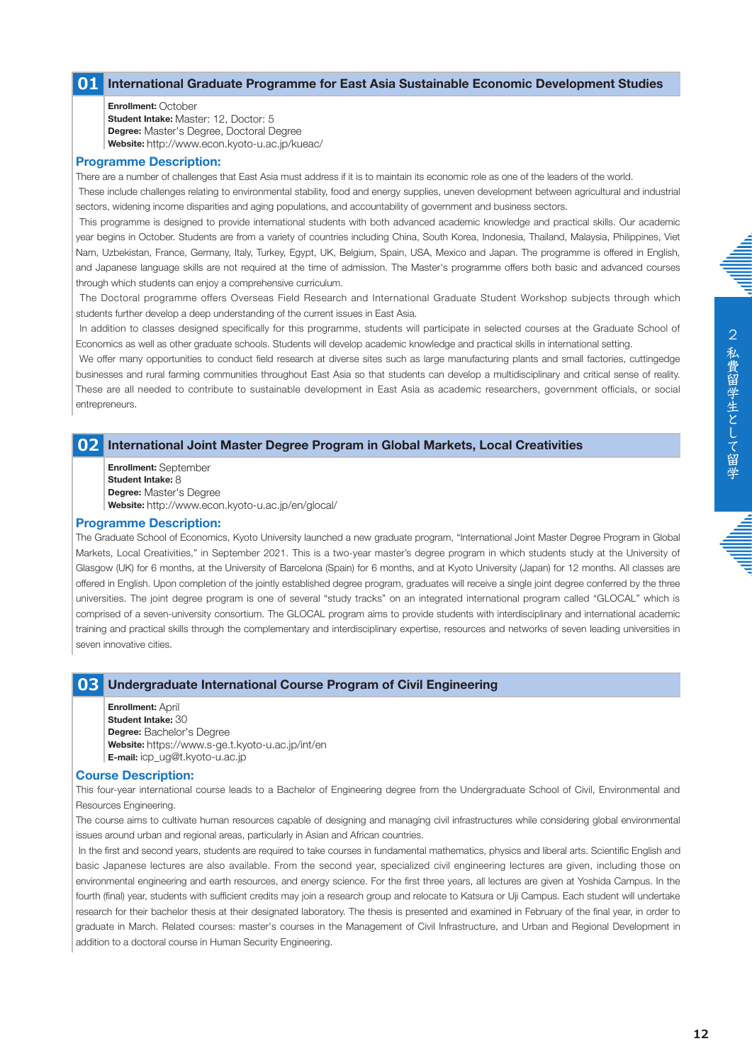## 01 International Graduate Programme for East Asia Sustainable Economic Development Studies

**Enrollment:** October
**Student Intake:** Master: 12, Doctor: 5
**Degree:** Master's Degree, Doctoral Degree
**Website:** http://www.econ.kyoto-u.ac.jp/kueac/

### Programme Description:

There are a number of challenges that East Asia must address if it is to maintain its economic role as one of the leaders of the world.

These include challenges relating to environmental stability, food and energy supplies, uneven development between agricultural and industrial sectors, widening income disparities and aging populations, and accountability of government and business sectors.

This programme is designed to provide international students with both advanced academic knowledge and practical skills. Our academic year begins in October. Students are from a variety of countries including China, South Korea, Indonesia, Thailand, Malaysia, Philippines, Viet Nam, Uzbekistan, France, Germany, Italy, Turkey, Egypt, UK, Belgium, Spain, USA, Mexico and Japan. The programme is offered in English, and Japanese language skills are not required at the time of admission. The Master's programme offers both basic and advanced courses through which students can enjoy a comprehensive curriculum.

The Doctoral programme offers Overseas Field Research and International Graduate Student Workshop subjects through which students further develop a deep understanding of the current issues in East Asia.

In addition to classes designed specifically for this programme, students will participate in selected courses at the Graduate School of Economics as well as other graduate schools. Students will develop academic knowledge and practical skills in international setting.

We offer many opportunities to conduct field research at diverse sites such as large manufacturing plants and small factories, cuttingedge businesses and rural farming communities throughout East Asia so that students can develop a multidisciplinary and critical sense of reality. These are all needed to contribute to sustainable development in East Asia as academic researchers, government officials, or social entrepreneurs.

## 02 International Joint Master Degree Program in Global Markets, Local Creativities

**Enrollment:** September
**Student Intake:** 8
**Degree:** Master's Degree
**Website:** http://www.econ.kyoto-u.ac.jp/en/glocal/

### Programme Description:

The Graduate School of Economics, Kyoto University launched a new graduate program, "International Joint Master Degree Program in Global Markets, Local Creativities," in September 2021. This is a two-year master's degree program in which students study at the University of Glasgow (UK) for 6 months, at the University of Barcelona (Spain) for 6 months, and at Kyoto University (Japan) for 12 months. All classes are offered in English. Upon completion of the jointly established degree program, graduates will receive a single joint degree conferred by the three universities. The joint degree program is one of several "study tracks" on an integrated international program called "GLOCAL" which is comprised of a seven-university consortium. The GLOCAL program aims to provide students with interdisciplinary and international academic training and practical skills through the complementary and interdisciplinary expertise, resources and networks of seven leading universities in seven innovative cities.

## 03 Undergraduate International Course Program of Civil Engineering

**Enrollment:** April
**Student Intake:** 30
**Degree:** Bachelor's Degree
**Website:** https://www.s-ge.t.kyoto-u.ac.jp/int/en
**E-mail:** icp_ug@t.kyoto-u.ac.jp

### Course Description:

This four-year international course leads to a Bachelor of Engineering degree from the Undergraduate School of Civil, Environmental and Resources Engineering.

The course aims to cultivate human resources capable of designing and managing civil infrastructures while considering global environmental issues around urban and regional areas, particularly in Asian and African countries.

In the first and second years, students are required to take courses in fundamental mathematics, physics and liberal arts. Scientific English and basic Japanese lectures are also available. From the second year, specialized civil engineering lectures are given, including those on environmental engineering and earth resources, and energy science. For the first three years, all lectures are given at Yoshida Campus. In the fourth (final) year, students with sufficient credits may join a research group and relocate to Katsura or Uji Campus. Each student will undertake research for their bachelor thesis at their designated laboratory. The thesis is presented and examined in February of the final year, in order to graduate in March. Related courses: master's courses in the Management of Civil Infrastructure, and Urban and Regional Development in addition to a doctoral course in Human Security Engineering.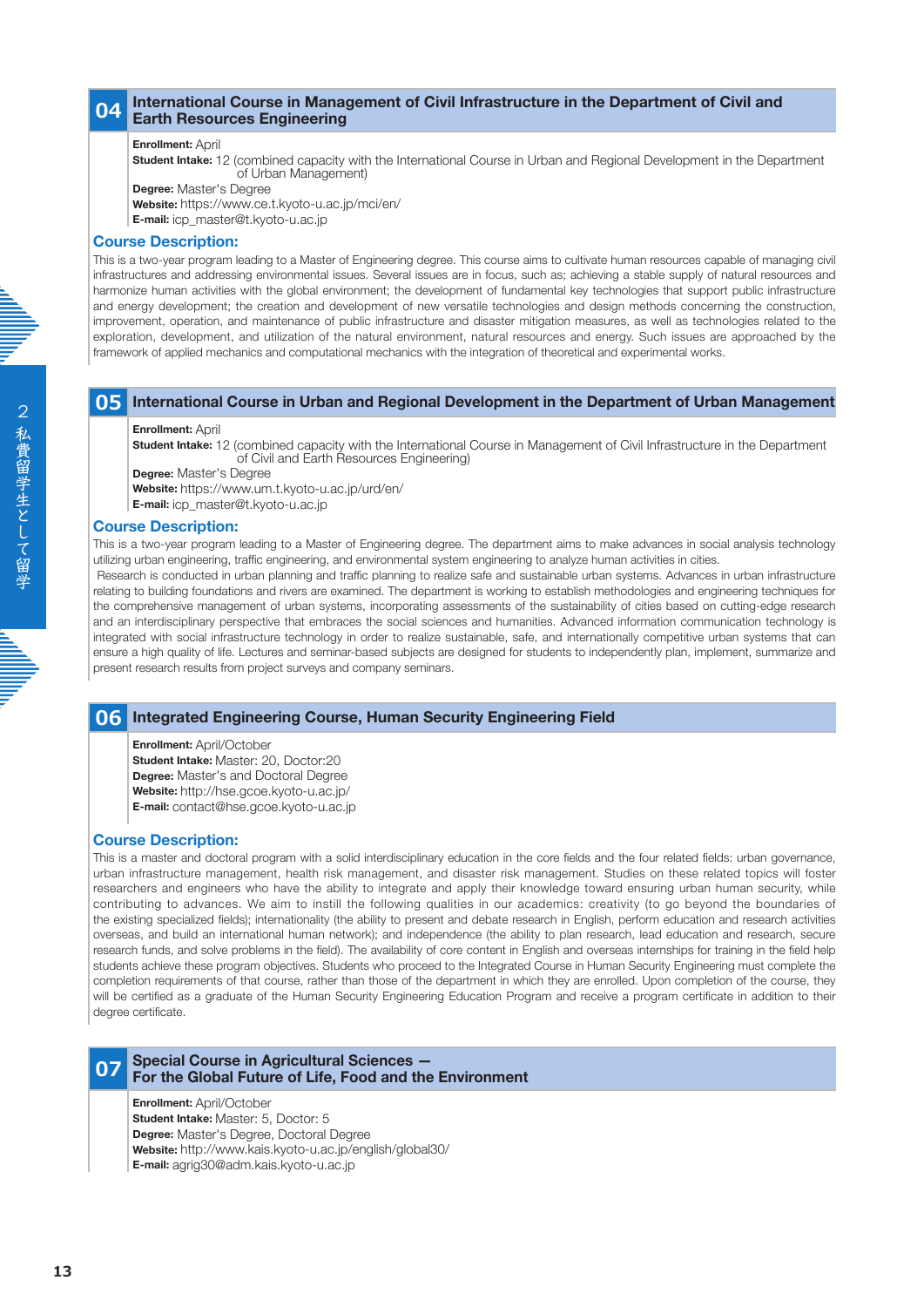## 04 International Course in Management of Civil Infrastructure in the Department of Civil and Earth Resources Engineering

**Enrollment:** April
**Student Intake:** 12 (combined capacity with the International Course in Urban and Regional Development in the Department of Urban Management)
**Degree:** Master's Degree
**Website:** https://www.ce.t.kyoto-u.ac.jp/mci/en/
**E-mail:** icp_master@t.kyoto-u.ac.jp

### Course Description:

This is a two-year program leading to a Master of Engineering degree. This course aims to cultivate human resources capable of managing civil infrastructures and addressing environmental issues. Several issues are in focus, such as; achieving a stable supply of natural resources and harmonize human activities with the global environment; the development of fundamental key technologies that support public infrastructure and energy development; the creation and development of new versatile technologies and design methods concerning the construction, improvement, operation, and maintenance of public infrastructure and disaster mitigation measures, as well as technologies related to the exploration, development, and utilization of the natural environment, natural resources and energy. Such issues are approached by the framework of applied mechanics and computational mechanics with the integration of theoretical and experimental works.

## 05 International Course in Urban and Regional Development in the Department of Urban Management

**Enrollment:** April
**Student Intake:** 12 (combined capacity with the International Course in Management of Civil Infrastructure in the Department of Civil and Earth Resources Engineering)
**Degree:** Master's Degree
**Website:** https://www.um.t.kyoto-u.ac.jp/urd/en/
**E-mail:** icp_master@t.kyoto-u.ac.jp

### Course Description:

This is a two-year program leading to a Master of Engineering degree. The department aims to make advances in social analysis technology utilizing urban engineering, traffic engineering, and environmental system engineering to analyze human activities in cities.

Research is conducted in urban planning and traffic planning to realize safe and sustainable urban systems. Advances in urban infrastructure relating to building foundations and rivers are examined. The department is working to establish methodologies and engineering techniques for the comprehensive management of urban systems, incorporating assessments of the sustainability of cities based on cutting-edge research and an interdisciplinary perspective that embraces the social sciences and humanities. Advanced information communication technology is integrated with social infrastructure technology in order to realize sustainable, safe, and internationally competitive urban systems that can ensure a high quality of life. Lectures and seminar-based subjects are designed for students to independently plan, implement, summarize and present research results from project surveys and company seminars.

## 06 Integrated Engineering Course, Human Security Engineering Field

**Enrollment:** April/October
**Student Intake:** Master: 20, Doctor:20
**Degree:** Master's and Doctoral Degree
**Website:** http://hse.gcoe.kyoto-u.ac.jp/
**E-mail:** contact@hse.gcoe.kyoto-u.ac.jp

### Course Description:

This is a master and doctoral program with a solid interdisciplinary education in the core fields and the four related fields: urban governance, urban infrastructure management, health risk management, and disaster risk management. Studies on these related topics will foster researchers and engineers who have the ability to integrate and apply their knowledge toward ensuring urban human security, while contributing to advances. We aim to instill the following qualities in our academics: creativity (to go beyond the boundaries of the existing specialized fields); internationality (the ability to present and debate research in English, perform education and research activities overseas, and build an international human network); and independence (the ability to plan research, lead education and research, secure research funds, and solve problems in the field). The availability of core content in English and overseas internships for training in the field help students achieve these program objectives. Students who proceed to the Integrated Course in Human Security Engineering must complete the completion requirements of that course, rather than those of the department in which they are enrolled. Upon completion of the course, they will be certified as a graduate of the Human Security Engineering Education Program and receive a program certificate in addition to their degree certificate.

## 07 Special Course in Agricultural Sciences — For the Global Future of Life, Food and the Environment

**Enrollment:** April/October
**Student Intake:** Master: 5, Doctor: 5
**Degree:** Master's Degree, Doctoral Degree
**Website:** http://www.kais.kyoto-u.ac.jp/english/global30/
**E-mail:** agrig30@adm.kais.kyoto-u.ac.jp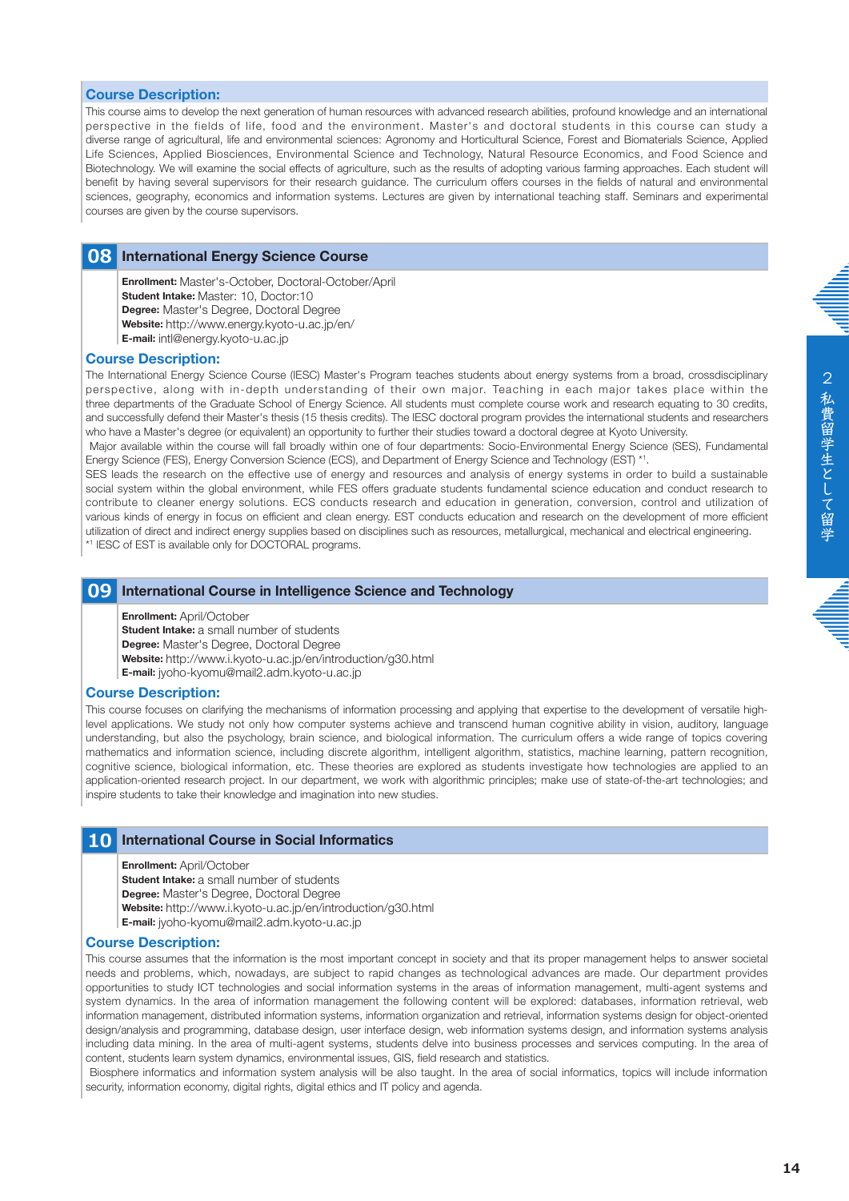### Course Description:

This course aims to develop the next generation of human resources with advanced research abilities, profound knowledge and an international perspective in the fields of life, food and the environment. Master's and doctoral students in this course can study a diverse range of agricultural, life and environmental sciences: Agronomy and Horticultural Science, Forest and Biomaterials Science, Applied Life Sciences, Applied Biosciences, Environmental Science and Technology, Natural Resource Economics, and Food Science and Biotechnology. We will examine the social effects of agriculture, such as the results of adopting various farming approaches. Each student will benefit by having several supervisors for their research guidance. The curriculum offers courses in the fields of natural and environmental sciences, geography, economics and information systems. Lectures are given by international teaching staff. Seminars and experimental courses are given by the course supervisors.

## 08 International Energy Science Course

**Enrollment:** Master's-October, Doctoral-October/April
**Student Intake:** Master: 10, Doctor:10
**Degree:** Master's Degree, Doctoral Degree
**Website:** http://www.energy.kyoto-u.ac.jp/en/
**E-mail:** intl@energy.kyoto-u.ac.jp

### Course Description:

The International Energy Science Course (IESC) Master's Program teaches students about energy systems from a broad, crossdisciplinary perspective, along with in-depth understanding of their own major. Teaching in each major takes place within the three departments of the Graduate School of Energy Science. All students must complete course work and research equating to 30 credits, and successfully defend their Master's thesis (15 thesis credits). The IESC doctoral program provides the international students and researchers who have a Master's degree (or equivalent) an opportunity to further their studies toward a doctoral degree at Kyoto University.

Major available within the course will fall broadly within one of four departments: Socio-Environmental Energy Science (SES), Fundamental Energy Science (FES), Energy Conversion Science (ECS), and Department of Energy Science and Technology (EST) *1.

SES leads the research on the effective use of energy and resources and analysis of energy systems in order to build a sustainable social system within the global environment, while FES offers graduate students fundamental science education and conduct research to contribute to cleaner energy solutions. ECS conducts research and education in generation, conversion, control and utilization of various kinds of energy in focus on efficient and clean energy. EST conducts education and research on the development of more efficient utilization of direct and indirect energy supplies based on disciplines such as resources, metallurgical, mechanical and electrical engineering.

*1 IESC of EST is available only for DOCTORAL programs.

## 09 International Course in Intelligence Science and Technology

**Enrollment:** April/October
**Student Intake:** a small number of students
**Degree:** Master's Degree, Doctoral Degree
**Website:** http://www.i.kyoto-u.ac.jp/en/introduction/g30.html
**E-mail:** jyoho-kyomu@mail2.adm.kyoto-u.ac.jp

### Course Description:

This course focuses on clarifying the mechanisms of information processing and applying that expertise to the development of versatile high-level applications. We study not only how computer systems achieve and transcend human cognitive ability in vision, auditory, language understanding, but also the psychology, brain science, and biological information. The curriculum offers a wide range of topics covering mathematics and information science, including discrete algorithm, intelligent algorithm, statistics, machine learning, pattern recognition, cognitive science, biological information, etc. These theories are explored as students investigate how technologies are applied to an application-oriented research project. In our department, we work with algorithmic principles; make use of state-of-the-art technologies; and inspire students to take their knowledge and imagination into new studies.

## 10 International Course in Social Informatics

**Enrollment:** April/October
**Student Intake:** a small number of students
**Degree:** Master's Degree, Doctoral Degree
**Website:** http://www.i.kyoto-u.ac.jp/en/introduction/g30.html
**E-mail:** jyoho-kyomu@mail2.adm.kyoto-u.ac.jp

### Course Description:

This course assumes that the information is the most important concept in society and that its proper management helps to answer societal needs and problems, which, nowadays, are subject to rapid changes as technological advances are made. Our department provides opportunities to study ICT technologies and social information systems in the areas of information management, multi-agent systems and system dynamics. In the area of information management the following content will be explored: databases, information retrieval, web information management, distributed information systems, information organization and retrieval, information systems design for object-oriented design/analysis and programming, database design, user interface design, web information systems design, and information systems analysis including data mining. In the area of multi-agent systems, students delve into business processes and services computing. In the area of content, students learn system dynamics, environmental issues, GIS, field research and statistics.

Biosphere informatics and information system analysis will be also taught. In the area of social informatics, topics will include information security, information economy, digital rights, digital ethics and IT policy and agenda.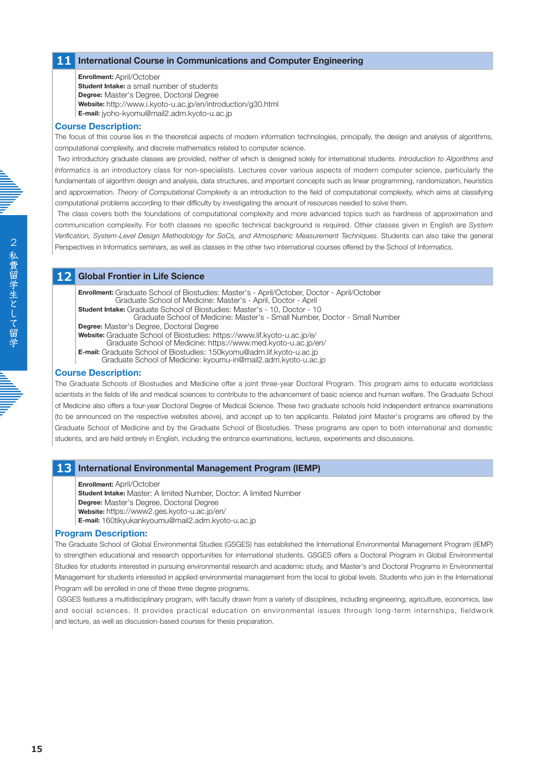## 11 International Course in Communications and Computer Engineering

**Enrollment:** April/October
**Student Intake:** a small number of students
**Degree:** Master's Degree, Doctoral Degree
**Website:** http://www.i.kyoto-u.ac.jp/en/introduction/g30.html
**E-mail:** jyoho-kyomu@mail2.adm.kyoto-u.ac.jp

### Course Description:

The focus of this course lies in the theoretical aspects of modern information technologies, principally, the design and analysis of algorithms, computational complexity, and discrete mathematics related to computer science.

Two introductory graduate classes are provided, neither of which is designed solely for international students. *Introduction to Algorithms and Informatics* is an introductory class for non-specialists. Lectures cover various aspects of modern computer science, particularly the fundamentals of algorithm design and analysis, data structures, and important concepts such as linear programming, randomization, heuristics and approximation. *Theory of Computational Complexity* is an introduction to the field of computational complexity, which aims at classifying computational problems according to their difficulty by investigating the amount of resources needed to solve them.

The class covers both the foundations of computational complexity and more advanced topics such as hardness of approximation and communication complexity. For both classes no specific technical background is required. Other classes given in English are *System Verification, System-Level Design Methodology for SoCs, and Atmospheric Measurement Techniques*. Students can also take the general Perspectives in Informatics seminars, as well as classes in the other two international courses offered by the School of Informatics.

## 12 Global Frontier in Life Science

**Enrollment:** Graduate School of Biostudies: Master's - April/October, Doctor - April/October
Graduate School of Medicine: Master's - April, Doctor - April
**Student Intake:** Graduate School of Biostudies: Master's - 10, Doctor - 10
Graduate School of Medicine: Master's - Small Number, Doctor - Small Number
**Degree:** Master's Degree, Doctoral Degree
**Website:** Graduate School of Biostudies: https://www.lif.kyoto-u.ac.jp/e/
Graduate School of Medicine: https://www.med.kyoto-u.ac.jp/en/
**E-mail:** Graduate School of Biostudies: 150kyomu@adm.lif.kyoto-u.ac.jp
Graduate School of Medicine: kyoumu-in@mail2.adm.kyoto-u.ac.jp

### Course Description:

The Graduate Schools of Biostudies and Medicine offer a joint three-year Doctoral Program. This program aims to educate worldclass scientists in the fields of life and medical sciences to contribute to the advancement of basic science and human welfare. The Graduate School of Medicine also offers a four-year Doctoral Degree of Medical Science. These two graduate schools hold independent entrance examinations (to be announced on the respective websites above), and accept up to ten applicants. Related joint Master's programs are offered by the Graduate School of Medicine and by the Graduate School of Biostudies. These programs are open to both international and domestic students, and are held entirely in English, including the entrance examinations, lectures, experiments and discussions.

## 13 International Environmental Management Program (IEMP)

**Enrollment:** April/October
**Student Intake:** Master: A limited Number, Doctor: A limited Number
**Degree:** Master's Degree, Doctoral Degree
**Website:** https://www2.ges.kyoto-u.ac.jp/en/
**E-mail:** 160tikyukankyoumu@mail2.adm.kyoto-u.ac.jp

### Program Description:

The Graduate School of Global Environmental Studies (GSGES) has established the International Environmental Management Program (IEMP) to strengthen educational and research opportunities for international students. GSGES offers a Doctoral Program in Global Environmental Studies for students interested in pursuing environmental research and academic study, and Master's and Doctoral Programs in Environmental Management for students interested in applied environmental management from the local to global levels. Students who join in the International Program will be enrolled in one of these three degree programs.

GSGES features a multidisciplinary program, with faculty drawn from a variety of disciplines, including engineering, agriculture, economics, law and social sciences. It provides practical education on environmental issues through long-term internships, fieldwork and lecture, as well as discussion-based courses for thesis preparation.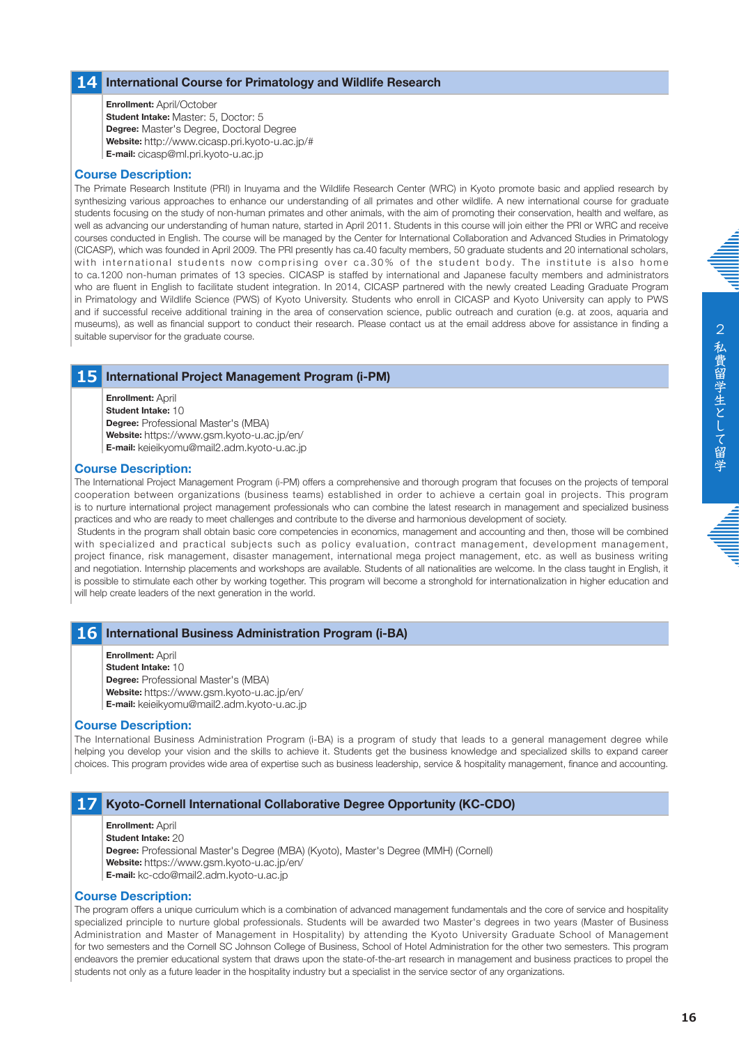## 14 International Course for Primatology and Wildlife Research

**Enrollment:** April/October
**Student Intake:** Master: 5, Doctor: 5
**Degree:** Master's Degree, Doctoral Degree
**Website:** http://www.cicasp.pri.kyoto-u.ac.jp/#
**E-mail:** cicasp@ml.pri.kyoto-u.ac.jp

### Course Description:

The Primate Research Institute (PRI) in Inuyama and the Wildlife Research Center (WRC) in Kyoto promote basic and applied research by synthesizing various approaches to enhance our understanding of all primates and other wildlife. A new international course for graduate students focusing on the study of non-human primates and other animals, with the aim of promoting their conservation, health and welfare, as well as advancing our understanding of human nature, started in April 2011. Students in this course will join either the PRI or WRC and receive courses conducted in English. The course will be managed by the Center for International Collaboration and Advanced Studies in Primatology (CICASP), which was founded in April 2009. The PRI presently has ca.40 faculty members, 50 graduate students and 20 international scholars, with international students now comprising over ca.30% of the student body. The institute is also home to ca.1200 non-human primates of 13 species. CICASP is staffed by international and Japanese faculty members and administrators who are fluent in English to facilitate student integration. In 2014, CICASP partnered with the newly created Leading Graduate Program in Primatology and Wildlife Science (PWS) of Kyoto University. Students who enroll in CICASP and Kyoto University can apply to PWS and if successful receive additional training in the area of conservation science, public outreach and curation (e.g. at zoos, aquaria and museums), as well as financial support to conduct their research. Please contact us at the email address above for assistance in finding a suitable supervisor for the graduate course.

## 15 International Project Management Program (i-PM)

**Enrollment:** April
**Student Intake:** 10
**Degree:** Professional Master's (MBA)
**Website:** https://www.gsm.kyoto-u.ac.jp/en/
**E-mail:** keieikyomu@mail2.adm.kyoto-u.ac.jp

### Course Description:

The International Project Management Program (i-PM) offers a comprehensive and thorough program that focuses on the projects of temporal cooperation between organizations (business teams) established in order to achieve a certain goal in projects. This program is to nurture international project management professionals who can combine the latest research in management and specialized business practices and who are ready to meet challenges and contribute to the diverse and harmonious development of society.

Students in the program shall obtain basic core competencies in economics, management and accounting and then, those will be combined with specialized and practical subjects such as policy evaluation, contract management, development management, project finance, risk management, disaster management, international mega project management, etc. as well as business writing and negotiation. Internship placements and workshops are available. Students of all nationalities are welcome. In the class taught in English, it is possible to stimulate each other by working together. This program will become a stronghold for internationalization in higher education and will help create leaders of the next generation in the world.

## 16 International Business Administration Program (i-BA)

**Enrollment:** April
**Student Intake:** 10
**Degree:** Professional Master's (MBA)
**Website:** https://www.gsm.kyoto-u.ac.jp/en/
**E-mail:** keieikyomu@mail2.adm.kyoto-u.ac.jp

### Course Description:

The International Business Administration Program (i-BA) is a program of study that leads to a general management degree while helping you develop your vision and the skills to achieve it. Students get the business knowledge and specialized skills to expand career choices. This program provides wide area of expertise such as business leadership, service & hospitality management, finance and accounting.

## 17 Kyoto-Cornell International Collaborative Degree Opportunity (KC-CDO)

**Enrollment:** April
**Student Intake:** 20
**Degree:** Professional Master's Degree (MBA) (Kyoto), Master's Degree (MMH) (Cornell)
**Website:** https://www.gsm.kyoto-u.ac.jp/en/
**E-mail:** kc-cdo@mail2.adm.kyoto-u.ac.jp

### Course Description:

The program offers a unique curriculum which is a combination of advanced management fundamentals and the core of service and hospitality specialized principle to nurture global professionals. Students will be awarded two Master's degrees in two years (Master of Business Administration and Master of Management in Hospitality) by attending the Kyoto University Graduate School of Management for two semesters and the Cornell SC Johnson College of Business, School of Hotel Administration for the other two semesters. This program endeavors the premier educational system that draws upon the state-of-the-art research in management and business practices to propel the students not only as a future leader in the hospitality industry but a specialist in the service sector of any organizations.